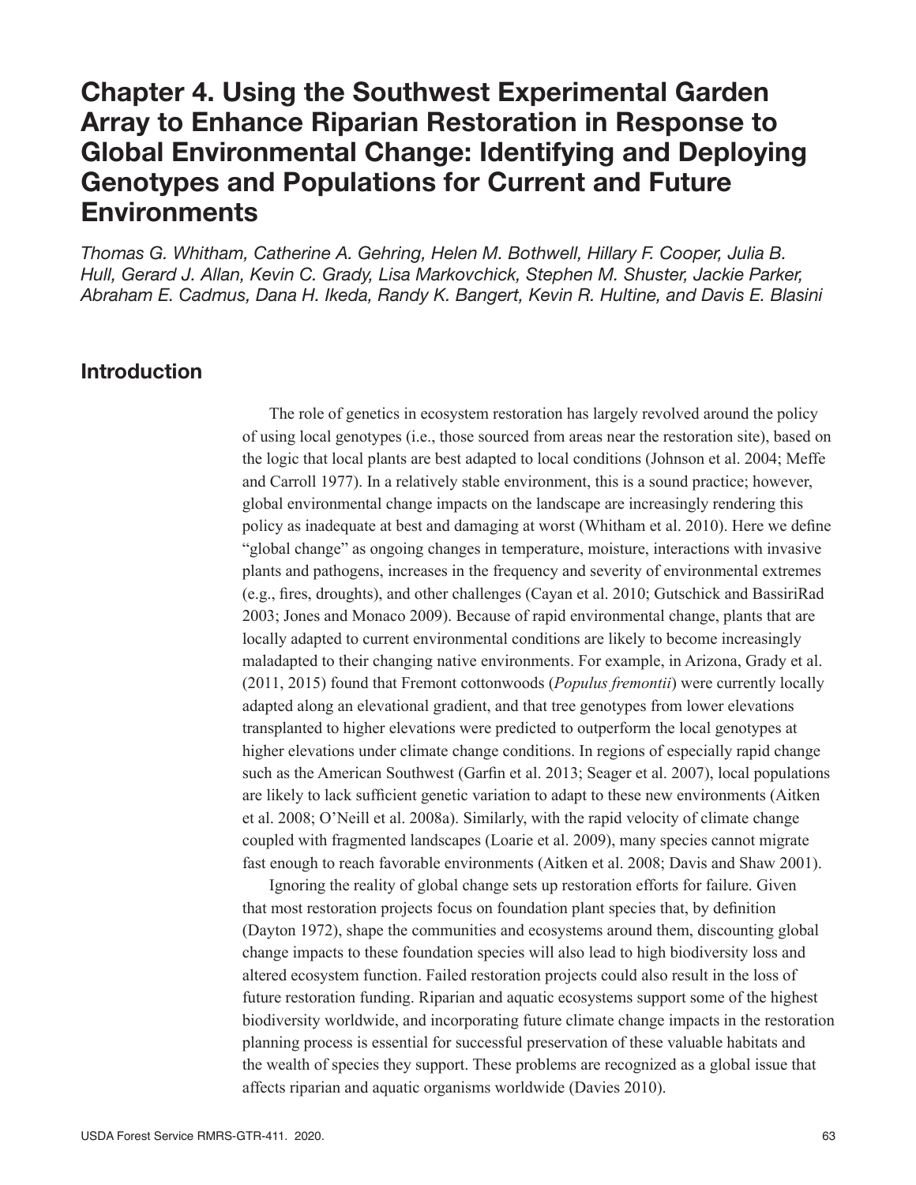# Chapter 4. Using the Southwest Experimental Garden Array to Enhance Riparian Restoration in Response to Global Environmental Change: Identifying and Deploying Genotypes and Populations for Current and Future Environments

*Thomas G. Whitham, Catherine A. Gehring, Helen M. Bothwell, Hillary F. Cooper, Julia B. Hull, Gerard J. Allan, Kevin C. Grady, Lisa Markovchick, Stephen M. Shuster, Jackie Parker, Abraham E. Cadmus, Dana H. Ikeda, Randy K. Bangert, Kevin R. Hultine, and Davis E. Blasini*

## Introduction

The role of genetics in ecosystem restoration has largely revolved around the policy of using local genotypes (i.e., those sourced from areas near the restoration site), based on the logic that local plants are best adapted to local conditions (Johnson et al. 2004; Meffe and Carroll 1977). In a relatively stable environment, this is a sound practice; however, global environmental change impacts on the landscape are increasingly rendering this policy as inadequate at best and damaging at worst (Whitham et al. 2010). Here we define "global change" as ongoing changes in temperature, moisture, interactions with invasive plants and pathogens, increases in the frequency and severity of environmental extremes (e.g., fires, droughts), and other challenges (Cayan et al. 2010; Gutschick and BassiriRad 2003; Jones and Monaco 2009). Because of rapid environmental change, plants that are locally adapted to current environmental conditions are likely to become increasingly maladapted to their changing native environments. For example, in Arizona, Grady et al. (2011, 2015) found that Fremont cottonwoods (*Populus fremontii*) were currently locally adapted along an elevational gradient, and that tree genotypes from lower elevations transplanted to higher elevations were predicted to outperform the local genotypes at higher elevations under climate change conditions. In regions of especially rapid change such as the American Southwest (Garfin et al. 2013; Seager et al. 2007), local populations are likely to lack sufficient genetic variation to adapt to these new environments (Aitken et al. 2008; O'Neill et al. 2008a). Similarly, with the rapid velocity of climate change coupled with fragmented landscapes (Loarie et al. 2009), many species cannot migrate fast enough to reach favorable environments (Aitken et al. 2008; Davis and Shaw 2001).

Ignoring the reality of global change sets up restoration efforts for failure. Given that most restoration projects focus on foundation plant species that, by definition (Dayton 1972), shape the communities and ecosystems around them, discounting global change impacts to these foundation species will also lead to high biodiversity loss and altered ecosystem function. Failed restoration projects could also result in the loss of future restoration funding. Riparian and aquatic ecosystems support some of the highest biodiversity worldwide, and incorporating future climate change impacts in the restoration planning process is essential for successful preservation of these valuable habitats and the wealth of species they support. These problems are recognized as a global issue that affects riparian and aquatic organisms worldwide (Davies 2010).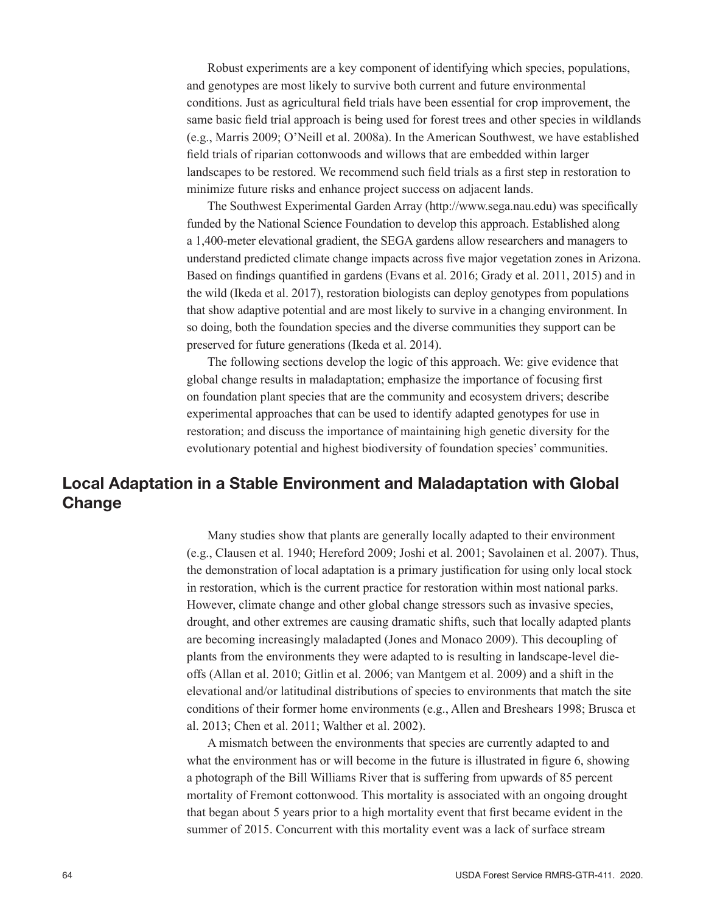Robust experiments are a key component of identifying which species, populations, and genotypes are most likely to survive both current and future environmental conditions. Just as agricultural field trials have been essential for crop improvement, the same basic field trial approach is being used for forest trees and other species in wildlands (e.g., Marris 2009; O'Neill et al. 2008a). In the American Southwest, we have established field trials of riparian cottonwoods and willows that are embedded within larger landscapes to be restored. We recommend such field trials as a first step in restoration to minimize future risks and enhance project success on adjacent lands.

The Southwest Experimental Garden Array (http://www.sega.nau.edu) was specifically funded by the National Science Foundation to develop this approach. Established along a 1,400-meter elevational gradient, the SEGA gardens allow researchers and managers to understand predicted climate change impacts across five major vegetation zones in Arizona. Based on findings quantified in gardens (Evans et al. 2016; Grady et al. 2011, 2015) and in the wild (Ikeda et al. 2017), restoration biologists can deploy genotypes from populations that show adaptive potential and are most likely to survive in a changing environment. In so doing, both the foundation species and the diverse communities they support can be preserved for future generations (Ikeda et al. 2014).

The following sections develop the logic of this approach. We: give evidence that global change results in maladaptation; emphasize the importance of focusing first on foundation plant species that are the community and ecosystem drivers; describe experimental approaches that can be used to identify adapted genotypes for use in restoration; and discuss the importance of maintaining high genetic diversity for the evolutionary potential and highest biodiversity of foundation species' communities.

## Local Adaptation in a Stable Environment and Maladaptation with Global Change

Many studies show that plants are generally locally adapted to their environment (e.g., Clausen et al. 1940; Hereford 2009; Joshi et al. 2001; Savolainen et al. 2007). Thus, the demonstration of local adaptation is a primary justification for using only local stock in restoration, which is the current practice for restoration within most national parks. However, climate change and other global change stressors such as invasive species, drought, and other extremes are causing dramatic shifts, such that locally adapted plants are becoming increasingly maladapted (Jones and Monaco 2009). This decoupling of plants from the environments they were adapted to is resulting in landscape-level die-offs (Allan et al. 2010; Gitlin et al. 2006; van Mantgem et al. 2009) and a shift in the elevational and/or latitudinal distributions of species to environments that match the site conditions of their former home environments (e.g., Allen and Breshears 1998; Brusca et al. 2013; Chen et al. 2011; Walther et al. 2002).

A mismatch between the environments that species are currently adapted to and what the environment has or will become in the future is illustrated in figure 6, showing a photograph of the Bill Williams River that is suffering from upwards of 85 percent mortality of Fremont cottonwood. This mortality is associated with an ongoing drought that began about 5 years prior to a high mortality event that first became evident in the summer of 2015. Concurrent with this mortality event was a lack of surface stream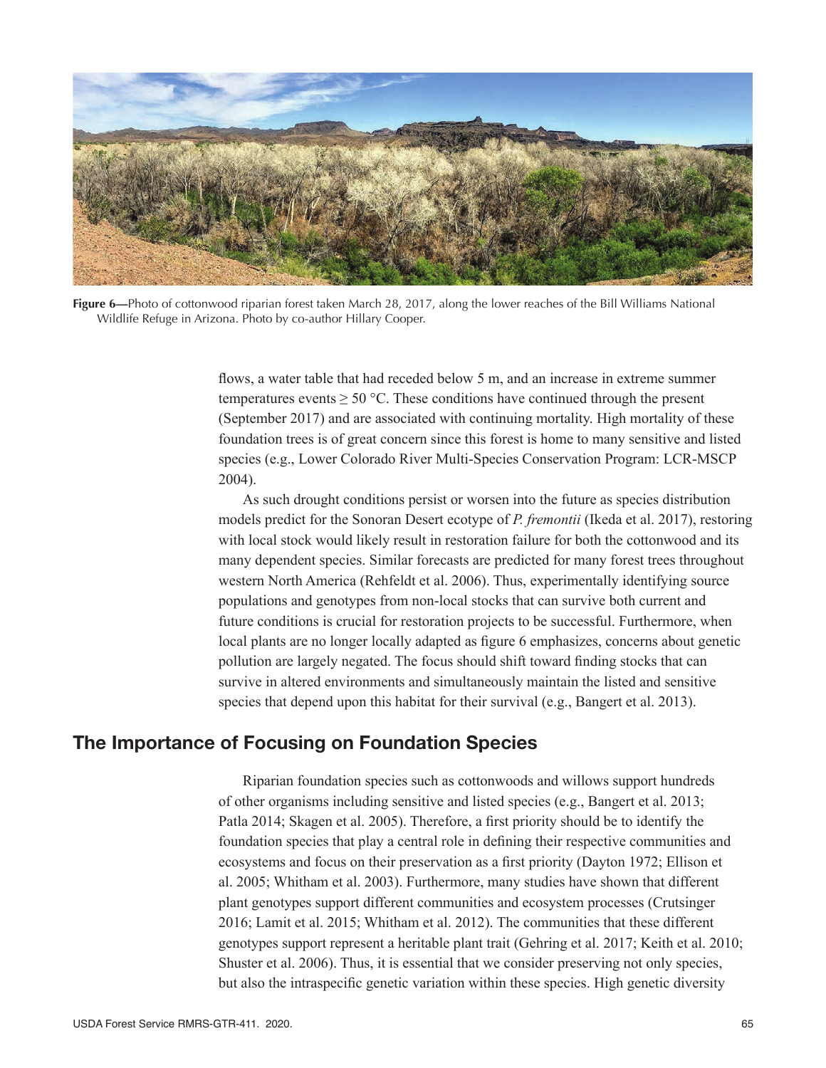**Figure 6—**Photo of cottonwood riparian forest taken March 28, 2017, along the lower reaches of the Bill Williams National Wildlife Refuge in Arizona. Photo by co-author Hillary Cooper.

flows, a water table that had receded below 5 m, and an increase in extreme summer temperatures events $\geq$ 50 °C. These conditions have continued through the present (September 2017) and are associated with continuing mortality. High mortality of these foundation trees is of great concern since this forest is home to many sensitive and listed species (e.g., Lower Colorado River Multi-Species Conservation Program: LCR-MSCP 2004).

As such drought conditions persist or worsen into the future as species distribution models predict for the Sonoran Desert ecotype of *P. fremontii* (Ikeda et al. 2017), restoring with local stock would likely result in restoration failure for both the cottonwood and its many dependent species. Similar forecasts are predicted for many forest trees throughout western North America (Rehfeldt et al. 2006). Thus, experimentally identifying source populations and genotypes from non-local stocks that can survive both current and future conditions is crucial for restoration projects to be successful. Furthermore, when local plants are no longer locally adapted as figure 6 emphasizes, concerns about genetic pollution are largely negated. The focus should shift toward finding stocks that can survive in altered environments and simultaneously maintain the listed and sensitive species that depend upon this habitat for their survival (e.g., Bangert et al. 2013).

## The Importance of Focusing on Foundation Species

Riparian foundation species such as cottonwoods and willows support hundreds of other organisms including sensitive and listed species (e.g., Bangert et al. 2013; Patla 2014; Skagen et al. 2005). Therefore, a first priority should be to identify the foundation species that play a central role in defining their respective communities and ecosystems and focus on their preservation as a first priority (Dayton 1972; Ellison et al. 2005; Whitham et al. 2003). Furthermore, many studies have shown that different plant genotypes support different communities and ecosystem processes (Crutsinger 2016; Lamit et al. 2015; Whitham et al. 2012). The communities that these different genotypes support represent a heritable plant trait (Gehring et al. 2017; Keith et al. 2010; Shuster et al. 2006). Thus, it is essential that we consider preserving not only species, but also the intraspecific genetic variation within these species. High genetic diversity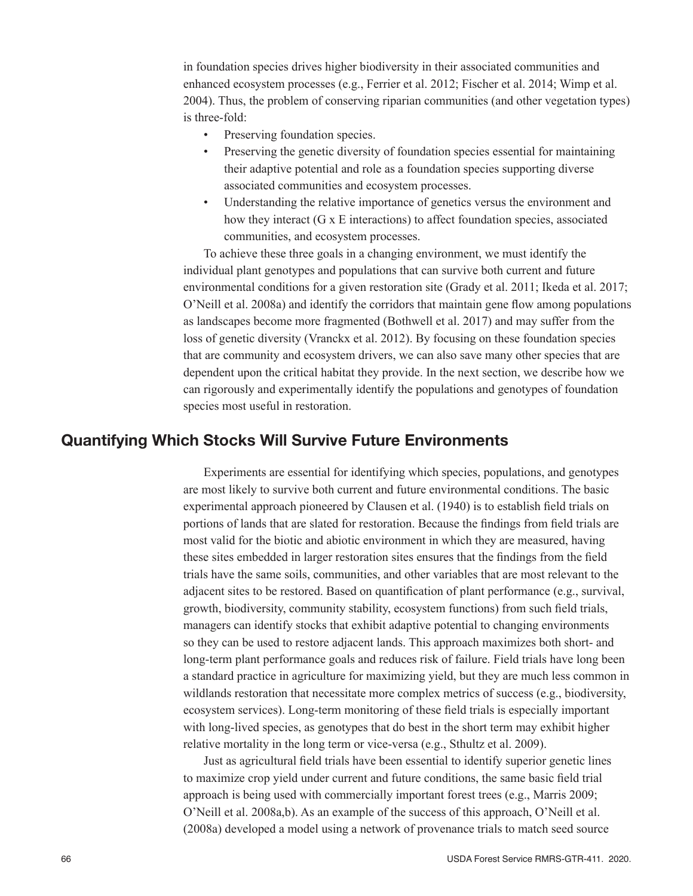in foundation species drives higher biodiversity in their associated communities and enhanced ecosystem processes (e.g., Ferrier et al. 2012; Fischer et al. 2014; Wimp et al. 2004). Thus, the problem of conserving riparian communities (and other vegetation types) is three-fold:

- Preserving foundation species.
- Preserving the genetic diversity of foundation species essential for maintaining their adaptive potential and role as a foundation species supporting diverse associated communities and ecosystem processes.
- Understanding the relative importance of genetics versus the environment and how they interact (G x E interactions) to affect foundation species, associated communities, and ecosystem processes.

To achieve these three goals in a changing environment, we must identify the individual plant genotypes and populations that can survive both current and future environmental conditions for a given restoration site (Grady et al. 2011; Ikeda et al. 2017; O'Neill et al. 2008a) and identify the corridors that maintain gene flow among populations as landscapes become more fragmented (Bothwell et al. 2017) and may suffer from the loss of genetic diversity (Vranckx et al. 2012). By focusing on these foundation species that are community and ecosystem drivers, we can also save many other species that are dependent upon the critical habitat they provide. In the next section, we describe how we can rigorously and experimentally identify the populations and genotypes of foundation species most useful in restoration.

## Quantifying Which Stocks Will Survive Future Environments

Experiments are essential for identifying which species, populations, and genotypes are most likely to survive both current and future environmental conditions. The basic experimental approach pioneered by Clausen et al. (1940) is to establish field trials on portions of lands that are slated for restoration. Because the findings from field trials are most valid for the biotic and abiotic environment in which they are measured, having these sites embedded in larger restoration sites ensures that the findings from the field trials have the same soils, communities, and other variables that are most relevant to the adjacent sites to be restored. Based on quantification of plant performance (e.g., survival, growth, biodiversity, community stability, ecosystem functions) from such field trials, managers can identify stocks that exhibit adaptive potential to changing environments so they can be used to restore adjacent lands. This approach maximizes both short- and long-term plant performance goals and reduces risk of failure. Field trials have long been a standard practice in agriculture for maximizing yield, but they are much less common in wildlands restoration that necessitate more complex metrics of success (e.g., biodiversity, ecosystem services). Long-term monitoring of these field trials is especially important with long-lived species, as genotypes that do best in the short term may exhibit higher relative mortality in the long term or vice-versa (e.g., Sthultz et al. 2009).

Just as agricultural field trials have been essential to identify superior genetic lines to maximize crop yield under current and future conditions, the same basic field trial approach is being used with commercially important forest trees (e.g., Marris 2009; O'Neill et al. 2008a,b). As an example of the success of this approach, O'Neill et al. (2008a) developed a model using a network of provenance trials to match seed source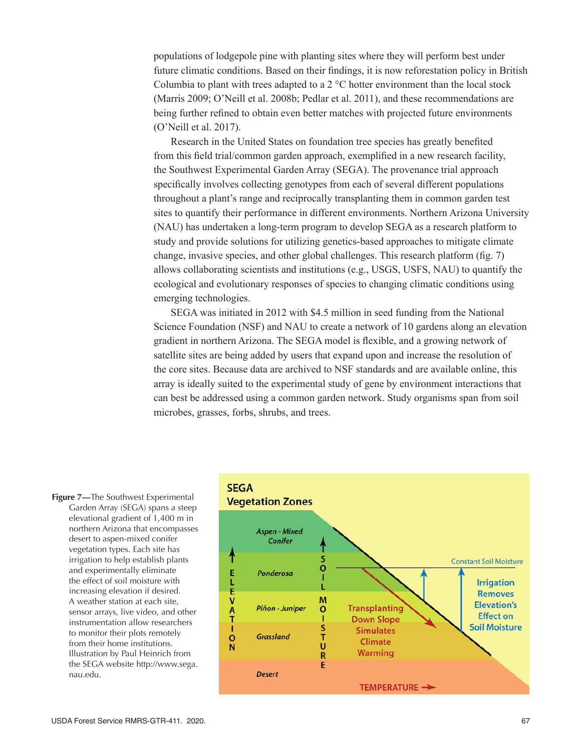populations of lodgepole pine with planting sites where they will perform best under future climatic conditions. Based on their findings, it is now reforestation policy in British Columbia to plant with trees adapted to a 2 °C hotter environment than the local stock (Marris 2009; O'Neill et al. 2008b; Pedlar et al. 2011), and these recommendations are being further refined to obtain even better matches with projected future environments (O'Neill et al. 2017).

Research in the United States on foundation tree species has greatly benefited from this field trial/common garden approach, exemplified in a new research facility, the Southwest Experimental Garden Array (SEGA). The provenance trial approach specifically involves collecting genotypes from each of several different populations throughout a plant's range and reciprocally transplanting them in common garden test sites to quantify their performance in different environments. Northern Arizona University (NAU) has undertaken a long-term program to develop SEGA as a research platform to study and provide solutions for utilizing genetics-based approaches to mitigate climate change, invasive species, and other global challenges. This research platform (fig. 7) allows collaborating scientists and institutions (e.g., USGS, USFS, NAU) to quantify the ecological and evolutionary responses of species to changing climatic conditions using emerging technologies.

SEGA was initiated in 2012 with $4.5 million in seed funding from the National Science Foundation (NSF) and NAU to create a network of 10 gardens along an elevation gradient in northern Arizona. The SEGA model is flexible, and a growing network of satellite sites are being added by users that expand upon and increase the resolution of the core sites. Because data are archived to NSF standards and are available online, this array is ideally suited to the experimental study of gene by environment interactions that can best be addressed using a common garden network. Study organisms span from soil microbes, grasses, forbs, shrubs, and trees.

**Figure 7**—The Southwest Experimental Garden Array (SEGA) spans a steep elevational gradient of 1,400 m in northern Arizona that encompasses desert to aspen-mixed conifer vegetation types. Each site has irrigation to help establish plants and experimentally eliminate the effect of soil moisture with increasing elevation if desired. A weather station at each site, sensor arrays, live video, and other instrumentation allow researchers to monitor their plots remotely from their home institutions. Illustration by Paul Heinrich from the SEGA website http://www.sega.nau.edu.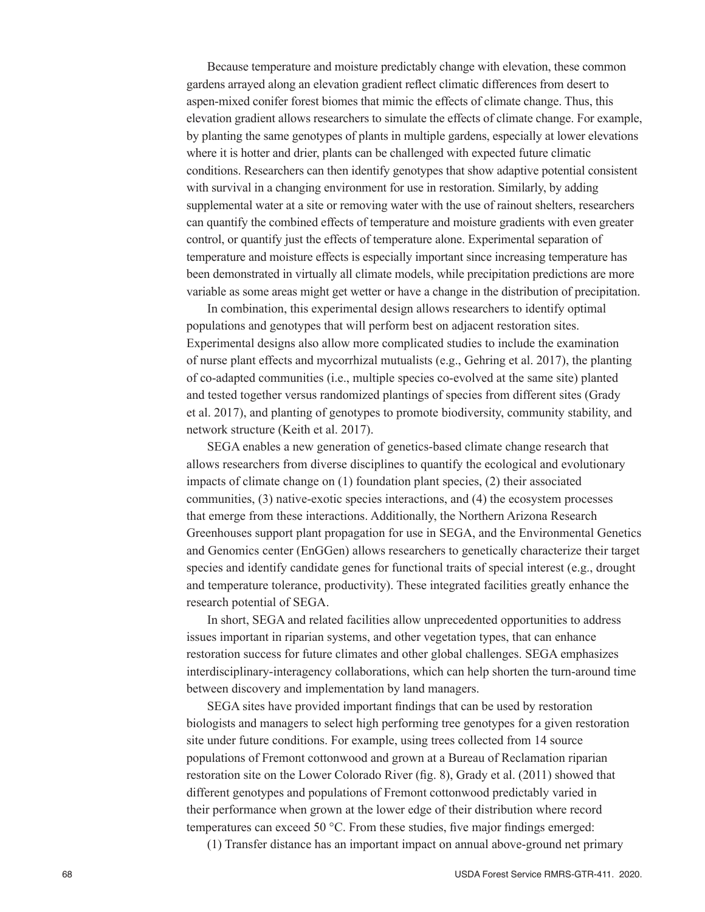Because temperature and moisture predictably change with elevation, these common gardens arrayed along an elevation gradient reflect climatic differences from desert to aspen-mixed conifer forest biomes that mimic the effects of climate change. Thus, this elevation gradient allows researchers to simulate the effects of climate change. For example, by planting the same genotypes of plants in multiple gardens, especially at lower elevations where it is hotter and drier, plants can be challenged with expected future climatic conditions. Researchers can then identify genotypes that show adaptive potential consistent with survival in a changing environment for use in restoration. Similarly, by adding supplemental water at a site or removing water with the use of rainout shelters, researchers can quantify the combined effects of temperature and moisture gradients with even greater control, or quantify just the effects of temperature alone. Experimental separation of temperature and moisture effects is especially important since increasing temperature has been demonstrated in virtually all climate models, while precipitation predictions are more variable as some areas might get wetter or have a change in the distribution of precipitation.

In combination, this experimental design allows researchers to identify optimal populations and genotypes that will perform best on adjacent restoration sites. Experimental designs also allow more complicated studies to include the examination of nurse plant effects and mycorrhizal mutualists (e.g., Gehring et al. 2017), the planting of co-adapted communities (i.e., multiple species co-evolved at the same site) planted and tested together versus randomized plantings of species from different sites (Grady et al. 2017), and planting of genotypes to promote biodiversity, community stability, and network structure (Keith et al. 2017).

SEGA enables a new generation of genetics-based climate change research that allows researchers from diverse disciplines to quantify the ecological and evolutionary impacts of climate change on (1) foundation plant species, (2) their associated communities, (3) native-exotic species interactions, and (4) the ecosystem processes that emerge from these interactions. Additionally, the Northern Arizona Research Greenhouses support plant propagation for use in SEGA, and the Environmental Genetics and Genomics center (EnGGen) allows researchers to genetically characterize their target species and identify candidate genes for functional traits of special interest (e.g., drought and temperature tolerance, productivity). These integrated facilities greatly enhance the research potential of SEGA.

In short, SEGA and related facilities allow unprecedented opportunities to address issues important in riparian systems, and other vegetation types, that can enhance restoration success for future climates and other global challenges. SEGA emphasizes interdisciplinary-interagency collaborations, which can help shorten the turn-around time between discovery and implementation by land managers.

SEGA sites have provided important findings that can be used by restoration biologists and managers to select high performing tree genotypes for a given restoration site under future conditions. For example, using trees collected from 14 source populations of Fremont cottonwood and grown at a Bureau of Reclamation riparian restoration site on the Lower Colorado River (fig. 8), Grady et al. (2011) showed that different genotypes and populations of Fremont cottonwood predictably varied in their performance when grown at the lower edge of their distribution where record temperatures can exceed 50 °C. From these studies, five major findings emerged:

(1) Transfer distance has an important impact on annual above-ground net primary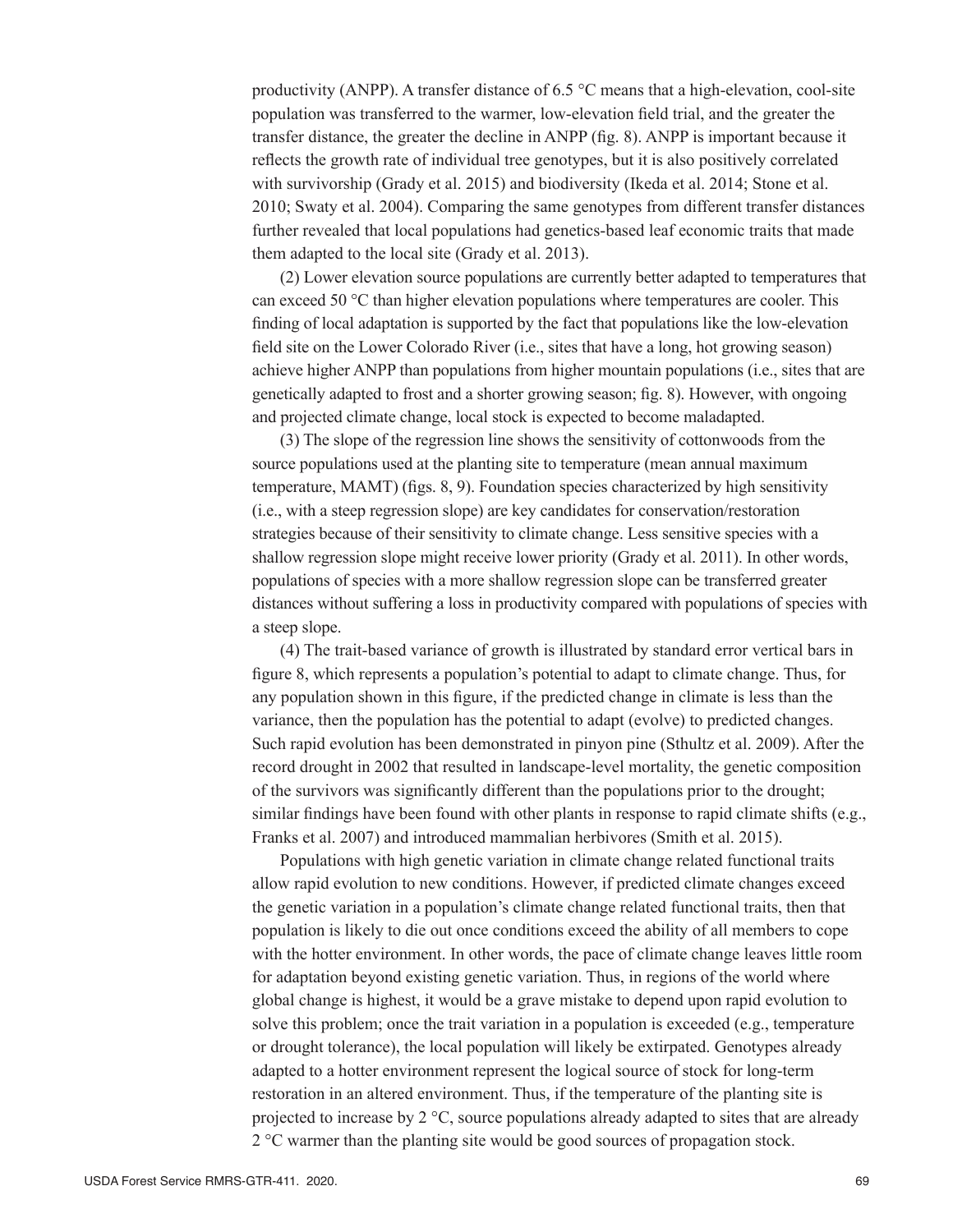productivity (ANPP). A transfer distance of 6.5 °C means that a high-elevation, cool-site population was transferred to the warmer, low-elevation field trial, and the greater the transfer distance, the greater the decline in ANPP (fig. 8). ANPP is important because it reflects the growth rate of individual tree genotypes, but it is also positively correlated with survivorship (Grady et al. 2015) and biodiversity (Ikeda et al. 2014; Stone et al. 2010; Swaty et al. 2004). Comparing the same genotypes from different transfer distances further revealed that local populations had genetics-based leaf economic traits that made them adapted to the local site (Grady et al. 2013).

(2) Lower elevation source populations are currently better adapted to temperatures that can exceed 50 °C than higher elevation populations where temperatures are cooler. This finding of local adaptation is supported by the fact that populations like the low-elevation field site on the Lower Colorado River (i.e., sites that have a long, hot growing season) achieve higher ANPP than populations from higher mountain populations (i.e., sites that are genetically adapted to frost and a shorter growing season; fig. 8). However, with ongoing and projected climate change, local stock is expected to become maladapted.

(3) The slope of the regression line shows the sensitivity of cottonwoods from the source populations used at the planting site to temperature (mean annual maximum temperature, MAMT) (figs. 8, 9). Foundation species characterized by high sensitivity (i.e., with a steep regression slope) are key candidates for conservation/restoration strategies because of their sensitivity to climate change. Less sensitive species with a shallow regression slope might receive lower priority (Grady et al. 2011). In other words, populations of species with a more shallow regression slope can be transferred greater distances without suffering a loss in productivity compared with populations of species with a steep slope.

(4) The trait-based variance of growth is illustrated by standard error vertical bars in figure 8, which represents a population's potential to adapt to climate change. Thus, for any population shown in this figure, if the predicted change in climate is less than the variance, then the population has the potential to adapt (evolve) to predicted changes. Such rapid evolution has been demonstrated in pinyon pine (Sthultz et al. 2009). After the record drought in 2002 that resulted in landscape-level mortality, the genetic composition of the survivors was significantly different than the populations prior to the drought; similar findings have been found with other plants in response to rapid climate shifts (e.g., Franks et al. 2007) and introduced mammalian herbivores (Smith et al. 2015).

Populations with high genetic variation in climate change related functional traits allow rapid evolution to new conditions. However, if predicted climate changes exceed the genetic variation in a population's climate change related functional traits, then that population is likely to die out once conditions exceed the ability of all members to cope with the hotter environment. In other words, the pace of climate change leaves little room for adaptation beyond existing genetic variation. Thus, in regions of the world where global change is highest, it would be a grave mistake to depend upon rapid evolution to solve this problem; once the trait variation in a population is exceeded (e.g., temperature or drought tolerance), the local population will likely be extirpated. Genotypes already adapted to a hotter environment represent the logical source of stock for long-term restoration in an altered environment. Thus, if the temperature of the planting site is projected to increase by 2 °C, source populations already adapted to sites that are already 2 °C warmer than the planting site would be good sources of propagation stock.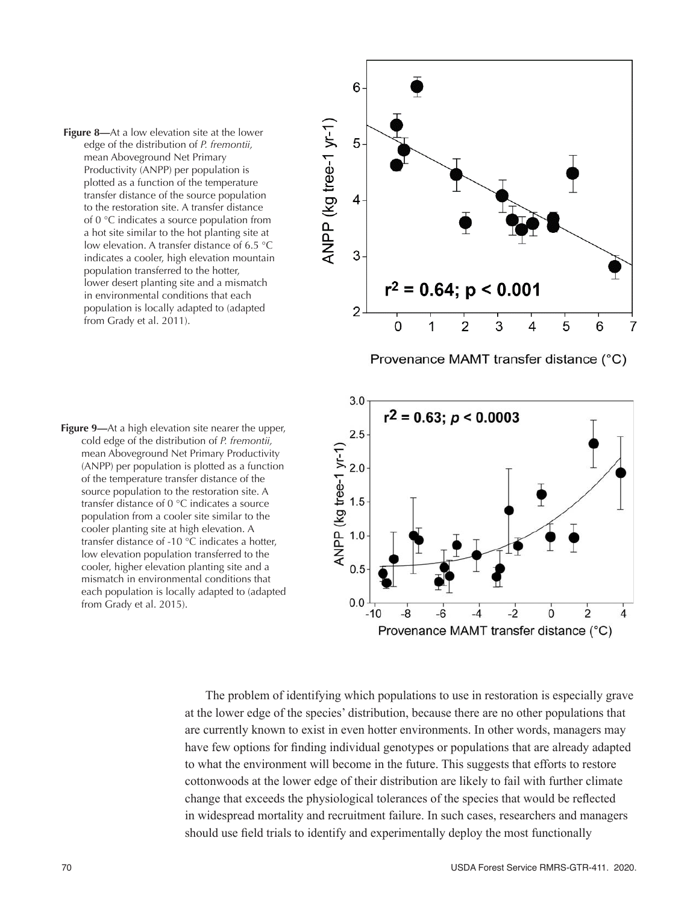**Figure 8—**At a low elevation site at the lower edge of the distribution of *P. fremontii,* mean Aboveground Net Primary Productivity (ANPP) per population is plotted as a function of the temperature transfer distance of the source population to the restoration site. A transfer distance of 0 °C indicates a source population from a hot site similar to the hot planting site at low elevation. A transfer distance of 6.5 °C indicates a cooler, high elevation mountain population transferred to the hotter, lower desert planting site and a mismatch in environmental conditions that each population is locally adapted to (adapted from Grady et al. 2011).

**Figure 9—**At a high elevation site nearer the upper, cold edge of the distribution of *P. fremontii,* mean Aboveground Net Primary Productivity (ANPP) per population is plotted as a function of the temperature transfer distance of the source population to the restoration site. A transfer distance of 0 °C indicates a source population from a cooler site similar to the cooler planting site at high elevation. A transfer distance of -10 °C indicates a hotter, low elevation population transferred to the cooler, higher elevation planting site and a mismatch in environmental conditions that each population is locally adapted to (adapted from Grady et al. 2015).

The problem of identifying which populations to use in restoration is especially grave at the lower edge of the species' distribution, because there are no other populations that are currently known to exist in even hotter environments. In other words, managers may have few options for finding individual genotypes or populations that are already adapted to what the environment will become in the future. This suggests that efforts to restore cottonwoods at the lower edge of their distribution are likely to fail with further climate change that exceeds the physiological tolerances of the species that would be reflected in widespread mortality and recruitment failure. In such cases, researchers and managers should use field trials to identify and experimentally deploy the most functionally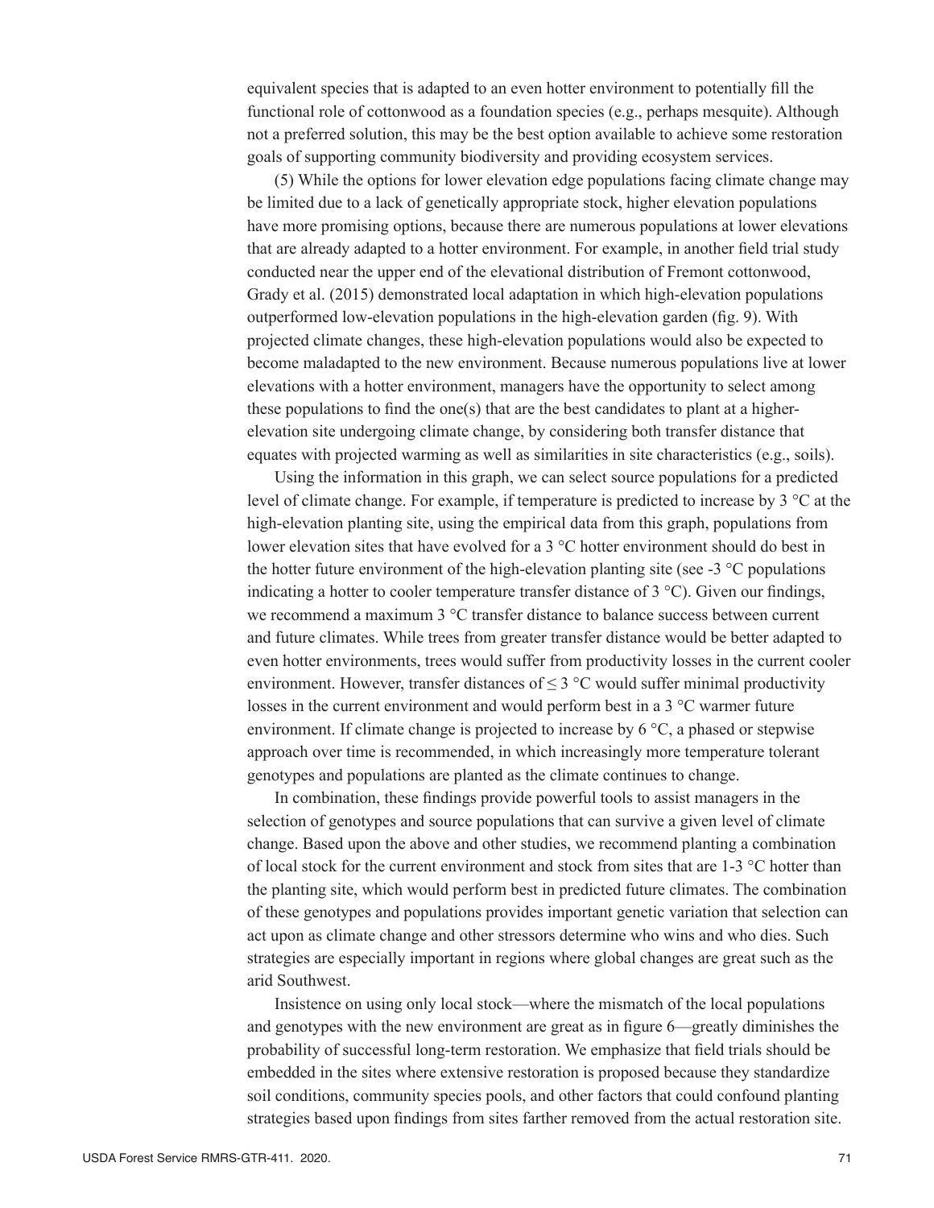equivalent species that is adapted to an even hotter environment to potentially fill the functional role of cottonwood as a foundation species (e.g., perhaps mesquite). Although not a preferred solution, this may be the best option available to achieve some restoration goals of supporting community biodiversity and providing ecosystem services.

(5) While the options for lower elevation edge populations facing climate change may be limited due to a lack of genetically appropriate stock, higher elevation populations have more promising options, because there are numerous populations at lower elevations that are already adapted to a hotter environment. For example, in another field trial study conducted near the upper end of the elevational distribution of Fremont cottonwood, Grady et al. (2015) demonstrated local adaptation in which high-elevation populations outperformed low-elevation populations in the high-elevation garden (fig. 9). With projected climate changes, these high-elevation populations would also be expected to become maladapted to the new environment. Because numerous populations live at lower elevations with a hotter environment, managers have the opportunity to select among these populations to find the one(s) that are the best candidates to plant at a higher-elevation site undergoing climate change, by considering both transfer distance that equates with projected warming as well as similarities in site characteristics (e.g., soils).

Using the information in this graph, we can select source populations for a predicted level of climate change. For example, if temperature is predicted to increase by 3 °C at the high-elevation planting site, using the empirical data from this graph, populations from lower elevation sites that have evolved for a 3 °C hotter environment should do best in the hotter future environment of the high-elevation planting site (see -3 °C populations indicating a hotter to cooler temperature transfer distance of 3 °C). Given our findings, we recommend a maximum 3 °C transfer distance to balance success between current and future climates. While trees from greater transfer distance would be better adapted to even hotter environments, trees would suffer from productivity losses in the current cooler environment. However, transfer distances of ≤ 3 °C would suffer minimal productivity losses in the current environment and would perform best in a 3 °C warmer future environment. If climate change is projected to increase by 6 °C, a phased or stepwise approach over time is recommended, in which increasingly more temperature tolerant genotypes and populations are planted as the climate continues to change.

In combination, these findings provide powerful tools to assist managers in the selection of genotypes and source populations that can survive a given level of climate change. Based upon the above and other studies, we recommend planting a combination of local stock for the current environment and stock from sites that are 1-3 °C hotter than the planting site, which would perform best in predicted future climates. The combination of these genotypes and populations provides important genetic variation that selection can act upon as climate change and other stressors determine who wins and who dies. Such strategies are especially important in regions where global changes are great such as the arid Southwest.

Insistence on using only local stock—where the mismatch of the local populations and genotypes with the new environment are great as in figure 6—greatly diminishes the probability of successful long-term restoration. We emphasize that field trials should be embedded in the sites where extensive restoration is proposed because they standardize soil conditions, community species pools, and other factors that could confound planting strategies based upon findings from sites farther removed from the actual restoration site.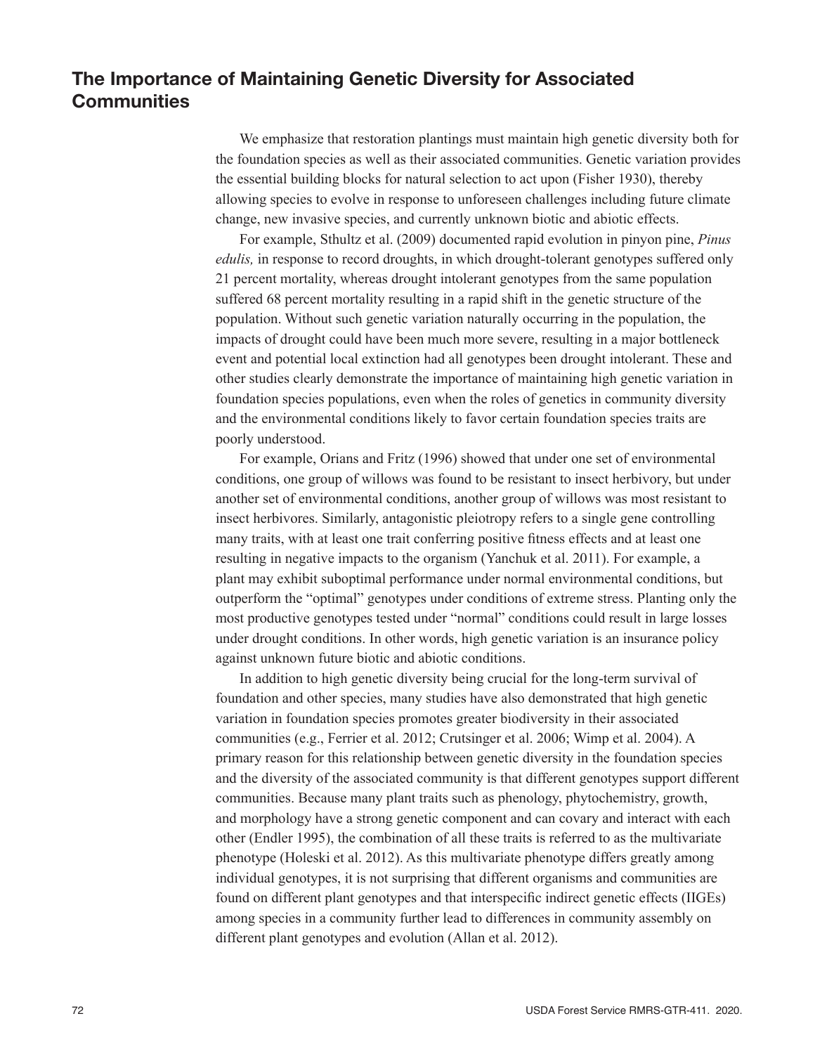## The Importance of Maintaining Genetic Diversity for Associated Communities

We emphasize that restoration plantings must maintain high genetic diversity both for the foundation species as well as their associated communities. Genetic variation provides the essential building blocks for natural selection to act upon (Fisher 1930), thereby allowing species to evolve in response to unforeseen challenges including future climate change, new invasive species, and currently unknown biotic and abiotic effects.

For example, Sthultz et al. (2009) documented rapid evolution in pinyon pine, *Pinus edulis,* in response to record droughts, in which drought-tolerant genotypes suffered only 21 percent mortality, whereas drought intolerant genotypes from the same population suffered 68 percent mortality resulting in a rapid shift in the genetic structure of the population. Without such genetic variation naturally occurring in the population, the impacts of drought could have been much more severe, resulting in a major bottleneck event and potential local extinction had all genotypes been drought intolerant. These and other studies clearly demonstrate the importance of maintaining high genetic variation in foundation species populations, even when the roles of genetics in community diversity and the environmental conditions likely to favor certain foundation species traits are poorly understood.

For example, Orians and Fritz (1996) showed that under one set of environmental conditions, one group of willows was found to be resistant to insect herbivory, but under another set of environmental conditions, another group of willows was most resistant to insect herbivores. Similarly, antagonistic pleiotropy refers to a single gene controlling many traits, with at least one trait conferring positive fitness effects and at least one resulting in negative impacts to the organism (Yanchuk et al. 2011). For example, a plant may exhibit suboptimal performance under normal environmental conditions, but outperform the "optimal" genotypes under conditions of extreme stress. Planting only the most productive genotypes tested under "normal" conditions could result in large losses under drought conditions. In other words, high genetic variation is an insurance policy against unknown future biotic and abiotic conditions.

In addition to high genetic diversity being crucial for the long-term survival of foundation and other species, many studies have also demonstrated that high genetic variation in foundation species promotes greater biodiversity in their associated communities (e.g., Ferrier et al. 2012; Crutsinger et al. 2006; Wimp et al. 2004). A primary reason for this relationship between genetic diversity in the foundation species and the diversity of the associated community is that different genotypes support different communities. Because many plant traits such as phenology, phytochemistry, growth, and morphology have a strong genetic component and can covary and interact with each other (Endler 1995), the combination of all these traits is referred to as the multivariate phenotype (Holeski et al. 2012). As this multivariate phenotype differs greatly among individual genotypes, it is not surprising that different organisms and communities are found on different plant genotypes and that interspecific indirect genetic effects (IIGEs) among species in a community further lead to differences in community assembly on different plant genotypes and evolution (Allan et al. 2012).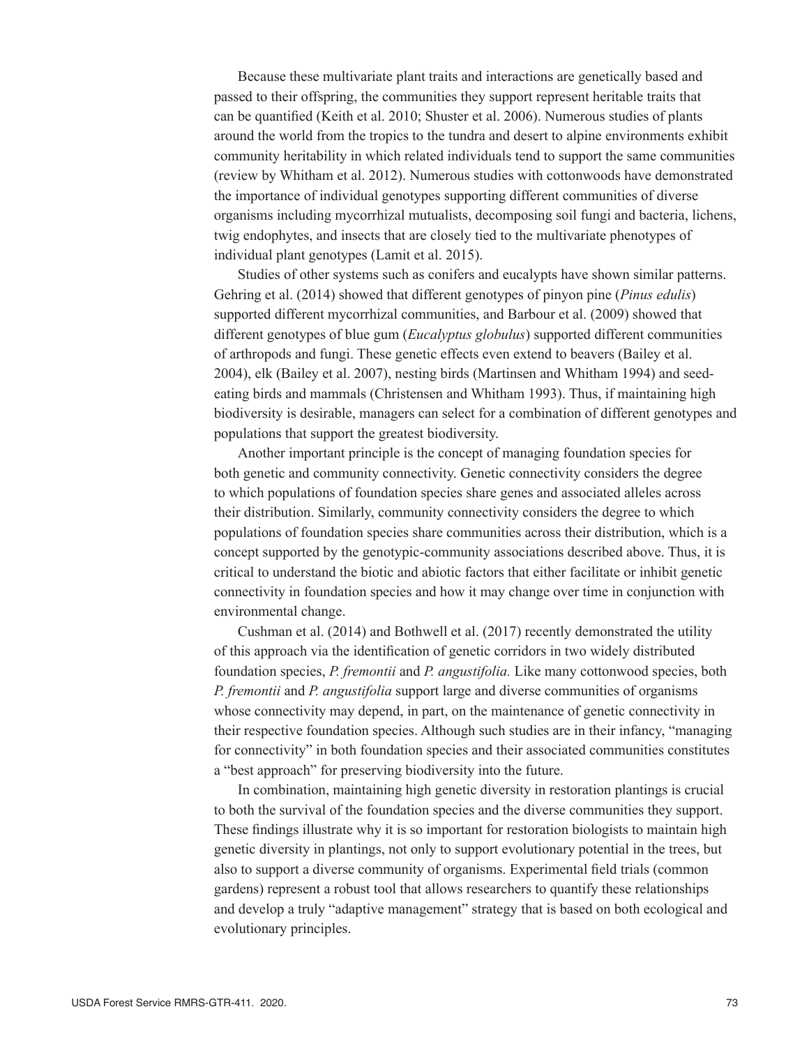Because these multivariate plant traits and interactions are genetically based and passed to their offspring, the communities they support represent heritable traits that can be quantified (Keith et al. 2010; Shuster et al. 2006). Numerous studies of plants around the world from the tropics to the tundra and desert to alpine environments exhibit community heritability in which related individuals tend to support the same communities (review by Whitham et al. 2012). Numerous studies with cottonwoods have demonstrated the importance of individual genotypes supporting different communities of diverse organisms including mycorrhizal mutualists, decomposing soil fungi and bacteria, lichens, twig endophytes, and insects that are closely tied to the multivariate phenotypes of individual plant genotypes (Lamit et al. 2015).

Studies of other systems such as conifers and eucalypts have shown similar patterns. Gehring et al. (2014) showed that different genotypes of pinyon pine (*Pinus edulis*) supported different mycorrhizal communities, and Barbour et al. (2009) showed that different genotypes of blue gum (*Eucalyptus globulus*) supported different communities of arthropods and fungi. These genetic effects even extend to beavers (Bailey et al. 2004), elk (Bailey et al. 2007), nesting birds (Martinsen and Whitham 1994) and seed-eating birds and mammals (Christensen and Whitham 1993). Thus, if maintaining high biodiversity is desirable, managers can select for a combination of different genotypes and populations that support the greatest biodiversity.

Another important principle is the concept of managing foundation species for both genetic and community connectivity. Genetic connectivity considers the degree to which populations of foundation species share genes and associated alleles across their distribution. Similarly, community connectivity considers the degree to which populations of foundation species share communities across their distribution, which is a concept supported by the genotypic-community associations described above. Thus, it is critical to understand the biotic and abiotic factors that either facilitate or inhibit genetic connectivity in foundation species and how it may change over time in conjunction with environmental change.

Cushman et al. (2014) and Bothwell et al. (2017) recently demonstrated the utility of this approach via the identification of genetic corridors in two widely distributed foundation species, *P. fremontii* and *P. angustifolia.* Like many cottonwood species, both *P. fremontii* and *P. angustifolia* support large and diverse communities of organisms whose connectivity may depend, in part, on the maintenance of genetic connectivity in their respective foundation species. Although such studies are in their infancy, "managing for connectivity" in both foundation species and their associated communities constitutes a "best approach" for preserving biodiversity into the future.

In combination, maintaining high genetic diversity in restoration plantings is crucial to both the survival of the foundation species and the diverse communities they support. These findings illustrate why it is so important for restoration biologists to maintain high genetic diversity in plantings, not only to support evolutionary potential in the trees, but also to support a diverse community of organisms. Experimental field trials (common gardens) represent a robust tool that allows researchers to quantify these relationships and develop a truly "adaptive management" strategy that is based on both ecological and evolutionary principles.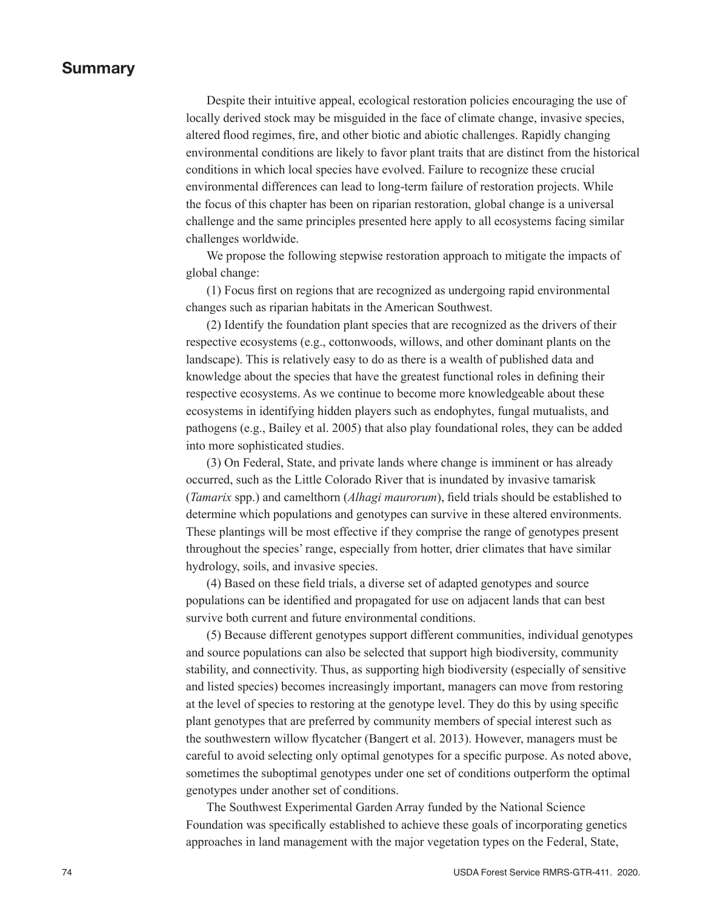## Summary

Despite their intuitive appeal, ecological restoration policies encouraging the use of locally derived stock may be misguided in the face of climate change, invasive species, altered flood regimes, fire, and other biotic and abiotic challenges. Rapidly changing environmental conditions are likely to favor plant traits that are distinct from the historical conditions in which local species have evolved. Failure to recognize these crucial environmental differences can lead to long-term failure of restoration projects. While the focus of this chapter has been on riparian restoration, global change is a universal challenge and the same principles presented here apply to all ecosystems facing similar challenges worldwide.

We propose the following stepwise restoration approach to mitigate the impacts of global change:

(1) Focus first on regions that are recognized as undergoing rapid environmental changes such as riparian habitats in the American Southwest.

(2) Identify the foundation plant species that are recognized as the drivers of their respective ecosystems (e.g., cottonwoods, willows, and other dominant plants on the landscape). This is relatively easy to do as there is a wealth of published data and knowledge about the species that have the greatest functional roles in defining their respective ecosystems. As we continue to become more knowledgeable about these ecosystems in identifying hidden players such as endophytes, fungal mutualists, and pathogens (e.g., Bailey et al. 2005) that also play foundational roles, they can be added into more sophisticated studies.

(3) On Federal, State, and private lands where change is imminent or has already occurred, such as the Little Colorado River that is inundated by invasive tamarisk (*Tamarix* spp.) and camelthorn (*Alhagi maurorum*), field trials should be established to determine which populations and genotypes can survive in these altered environments. These plantings will be most effective if they comprise the range of genotypes present throughout the species' range, especially from hotter, drier climates that have similar hydrology, soils, and invasive species.

(4) Based on these field trials, a diverse set of adapted genotypes and source populations can be identified and propagated for use on adjacent lands that can best survive both current and future environmental conditions.

(5) Because different genotypes support different communities, individual genotypes and source populations can also be selected that support high biodiversity, community stability, and connectivity. Thus, as supporting high biodiversity (especially of sensitive and listed species) becomes increasingly important, managers can move from restoring at the level of species to restoring at the genotype level. They do this by using specific plant genotypes that are preferred by community members of special interest such as the southwestern willow flycatcher (Bangert et al. 2013). However, managers must be careful to avoid selecting only optimal genotypes for a specific purpose. As noted above, sometimes the suboptimal genotypes under one set of conditions outperform the optimal genotypes under another set of conditions.

The Southwest Experimental Garden Array funded by the National Science Foundation was specifically established to achieve these goals of incorporating genetics approaches in land management with the major vegetation types on the Federal, State,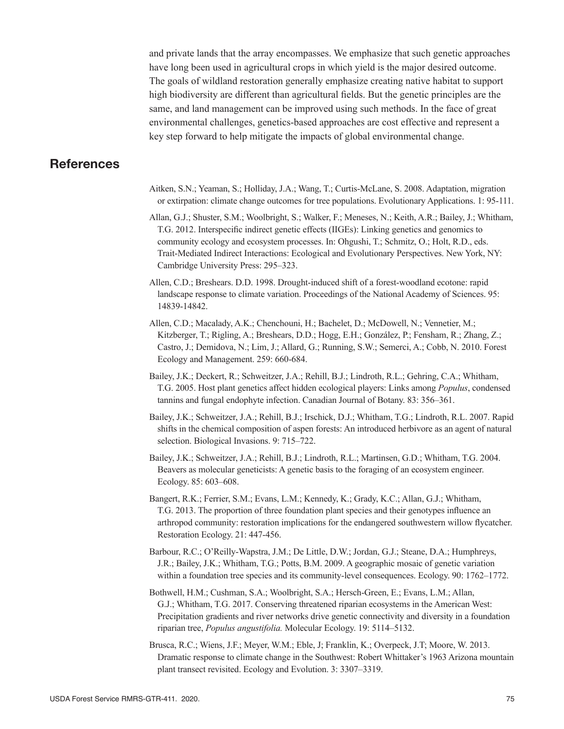and private lands that the array encompasses. We emphasize that such genetic approaches have long been used in agricultural crops in which yield is the major desired outcome. The goals of wildland restoration generally emphasize creating native habitat to support high biodiversity are different than agricultural fields. But the genetic principles are the same, and land management can be improved using such methods. In the face of great environmental challenges, genetics-based approaches are cost effective and represent a key step forward to help mitigate the impacts of global environmental change.

## References

Aitken, S.N.; Yeaman, S.; Holliday, J.A.; Wang, T.; Curtis-McLane, S. 2008. Adaptation, migration or extirpation: climate change outcomes for tree populations. Evolutionary Applications. 1: 95-111.

Allan, G.J.; Shuster, S.M.; Woolbright, S.; Walker, F.; Meneses, N.; Keith, A.R.; Bailey, J.; Whitham, T.G. 2012. Interspecific indirect genetic effects (IIGEs): Linking genetics and genomics to community ecology and ecosystem processes. In: Ohgushi, T.; Schmitz, O.; Holt, R.D., eds. Trait-Mediated Indirect Interactions: Ecological and Evolutionary Perspectives. New York, NY: Cambridge University Press: 295–323.

Allen, C.D.; Breshears. D.D. 1998. Drought-induced shift of a forest-woodland ecotone: rapid landscape response to climate variation. Proceedings of the National Academy of Sciences. 95: 14839-14842.

Allen, C.D.; Macalady, A.K.; Chenchouni, H.; Bachelet, D.; McDowell, N.; Vennetier, M.; Kitzberger, T.; Rigling, A.; Breshears, D.D.; Hogg, E.H.; González, P.; Fensham, R.; Zhang, Z.; Castro, J.; Demidova, N.; Lim, J.; Allard, G.; Running, S.W.; Semerci, A.; Cobb, N. 2010. Forest Ecology and Management. 259: 660-684.

Bailey, J.K.; Deckert, R.; Schweitzer, J.A.; Rehill, B.J.; Lindroth, R.L.; Gehring, C.A.; Whitham, T.G. 2005. Host plant genetics affect hidden ecological players: Links among *Populus*, condensed tannins and fungal endophyte infection. Canadian Journal of Botany. 83: 356–361.

Bailey, J.K.; Schweitzer, J.A.; Rehill, B.J.; Irschick, D.J.; Whitham, T.G.; Lindroth, R.L. 2007. Rapid shifts in the chemical composition of aspen forests: An introduced herbivore as an agent of natural selection. Biological Invasions. 9: 715–722.

Bailey, J.K.; Schweitzer, J.A.; Rehill, B.J.; Lindroth, R.L.; Martinsen, G.D.; Whitham, T.G. 2004. Beavers as molecular geneticists: A genetic basis to the foraging of an ecosystem engineer. Ecology. 85: 603–608.

Bangert, R.K.; Ferrier, S.M.; Evans, L.M.; Kennedy, K.; Grady, K.C.; Allan, G.J.; Whitham, T.G. 2013. The proportion of three foundation plant species and their genotypes influence an arthropod community: restoration implications for the endangered southwestern willow flycatcher. Restoration Ecology. 21: 447-456.

Barbour, R.C.; O'Reilly-Wapstra, J.M.; De Little, D.W.; Jordan, G.J.; Steane, D.A.; Humphreys, J.R.; Bailey, J.K.; Whitham, T.G.; Potts, B.M. 2009. A geographic mosaic of genetic variation within a foundation tree species and its community-level consequences. Ecology. 90: 1762–1772.

Bothwell, H.M.; Cushman, S.A.; Woolbright, S.A.; Hersch-Green, E.; Evans, L.M.; Allan, G.J.; Whitham, T.G. 2017. Conserving threatened riparian ecosystems in the American West: Precipitation gradients and river networks drive genetic connectivity and diversity in a foundation riparian tree, *Populus angustifolia.* Molecular Ecology. 19: 5114–5132.

Brusca, R.C.; Wiens, J.F.; Meyer, W.M.; Eble, J; Franklin, K.; Overpeck, J.T; Moore, W. 2013. Dramatic response to climate change in the Southwest: Robert Whittaker's 1963 Arizona mountain plant transect revisited. Ecology and Evolution. 3: 3307–3319.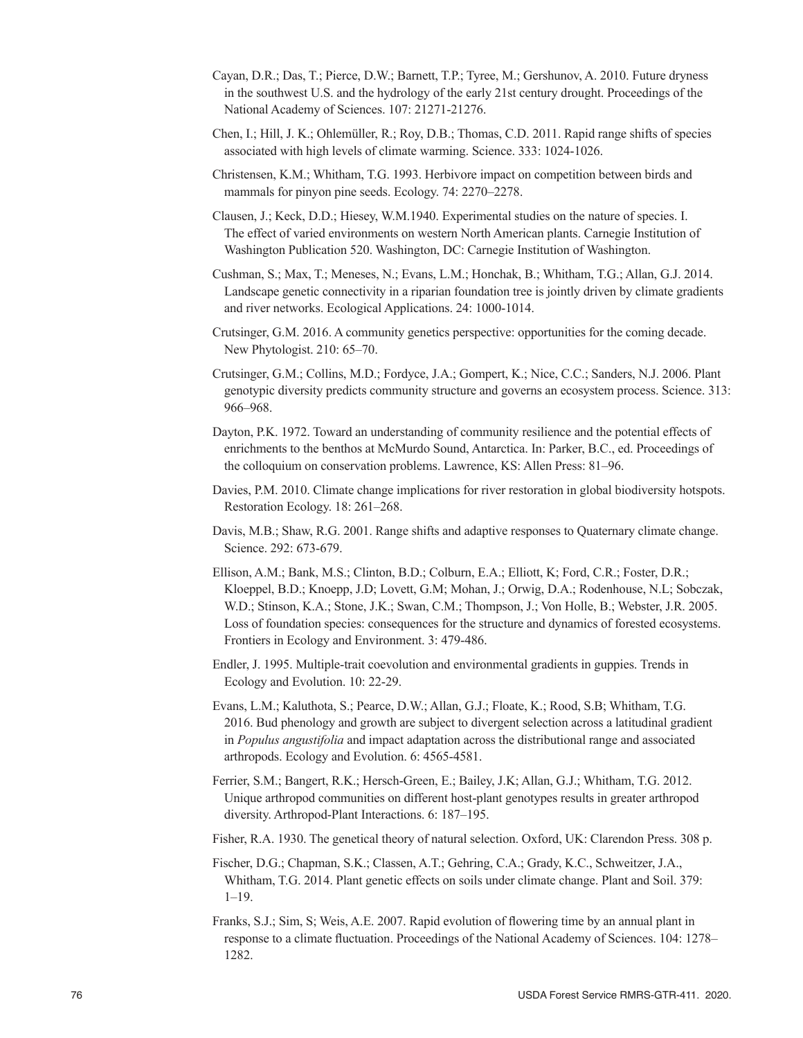Cayan, D.R.; Das, T.; Pierce, D.W.; Barnett, T.P.; Tyree, M.; Gershunov, A. 2010. Future dryness in the southwest U.S. and the hydrology of the early 21st century drought. Proceedings of the National Academy of Sciences. 107: 21271-21276.

Chen, I.; Hill, J. K.; Ohlemüller, R.; Roy, D.B.; Thomas, C.D. 2011. Rapid range shifts of species associated with high levels of climate warming. Science. 333: 1024-1026.

Christensen, K.M.; Whitham, T.G. 1993. Herbivore impact on competition between birds and mammals for pinyon pine seeds. Ecology. 74: 2270–2278.

Clausen, J.; Keck, D.D.; Hiesey, W.M.1940. Experimental studies on the nature of species. I. The effect of varied environments on western North American plants. Carnegie Institution of Washington Publication 520. Washington, DC: Carnegie Institution of Washington.

Cushman, S.; Max, T.; Meneses, N.; Evans, L.M.; Honchak, B.; Whitham, T.G.; Allan, G.J. 2014. Landscape genetic connectivity in a riparian foundation tree is jointly driven by climate gradients and river networks. Ecological Applications. 24: 1000-1014.

Crutsinger, G.M. 2016. A community genetics perspective: opportunities for the coming decade. New Phytologist. 210: 65–70.

Crutsinger, G.M.; Collins, M.D.; Fordyce, J.A.; Gompert, K.; Nice, C.C.; Sanders, N.J. 2006. Plant genotypic diversity predicts community structure and governs an ecosystem process. Science. 313: 966–968.

Dayton, P.K. 1972. Toward an understanding of community resilience and the potential effects of enrichments to the benthos at McMurdo Sound, Antarctica. In: Parker, B.C., ed. Proceedings of the colloquium on conservation problems. Lawrence, KS: Allen Press: 81–96.

Davies, P.M. 2010. Climate change implications for river restoration in global biodiversity hotspots. Restoration Ecology. 18: 261–268.

Davis, M.B.; Shaw, R.G. 2001. Range shifts and adaptive responses to Quaternary climate change. Science. 292: 673-679.

Ellison, A.M.; Bank, M.S.; Clinton, B.D.; Colburn, E.A.; Elliott, K; Ford, C.R.; Foster, D.R.; Kloeppel, B.D.; Knoepp, J.D; Lovett, G.M; Mohan, J.; Orwig, D.A.; Rodenhouse, N.L; Sobczak, W.D.; Stinson, K.A.; Stone, J.K.; Swan, C.M.; Thompson, J.; Von Holle, B.; Webster, J.R. 2005. Loss of foundation species: consequences for the structure and dynamics of forested ecosystems. Frontiers in Ecology and Environment. 3: 479-486.

Endler, J. 1995. Multiple-trait coevolution and environmental gradients in guppies. Trends in Ecology and Evolution. 10: 22-29.

Evans, L.M.; Kaluthota, S.; Pearce, D.W.; Allan, G.J.; Floate, K.; Rood, S.B; Whitham, T.G. 2016. Bud phenology and growth are subject to divergent selection across a latitudinal gradient in *Populus angustifolia* and impact adaptation across the distributional range and associated arthropods. Ecology and Evolution. 6: 4565-4581.

Ferrier, S.M.; Bangert, R.K.; Hersch-Green, E.; Bailey, J.K; Allan, G.J.; Whitham, T.G. 2012. Unique arthropod communities on different host-plant genotypes results in greater arthropod diversity. Arthropod-Plant Interactions. 6: 187–195.

Fisher, R.A. 1930. The genetical theory of natural selection. Oxford, UK: Clarendon Press. 308 p.

Fischer, D.G.; Chapman, S.K.; Classen, A.T.; Gehring, C.A.; Grady, K.C., Schweitzer, J.A., Whitham, T.G. 2014. Plant genetic effects on soils under climate change. Plant and Soil. 379: 1–19.

Franks, S.J.; Sim, S; Weis, A.E. 2007. Rapid evolution of flowering time by an annual plant in response to a climate fluctuation. Proceedings of the National Academy of Sciences. 104: 1278–1282.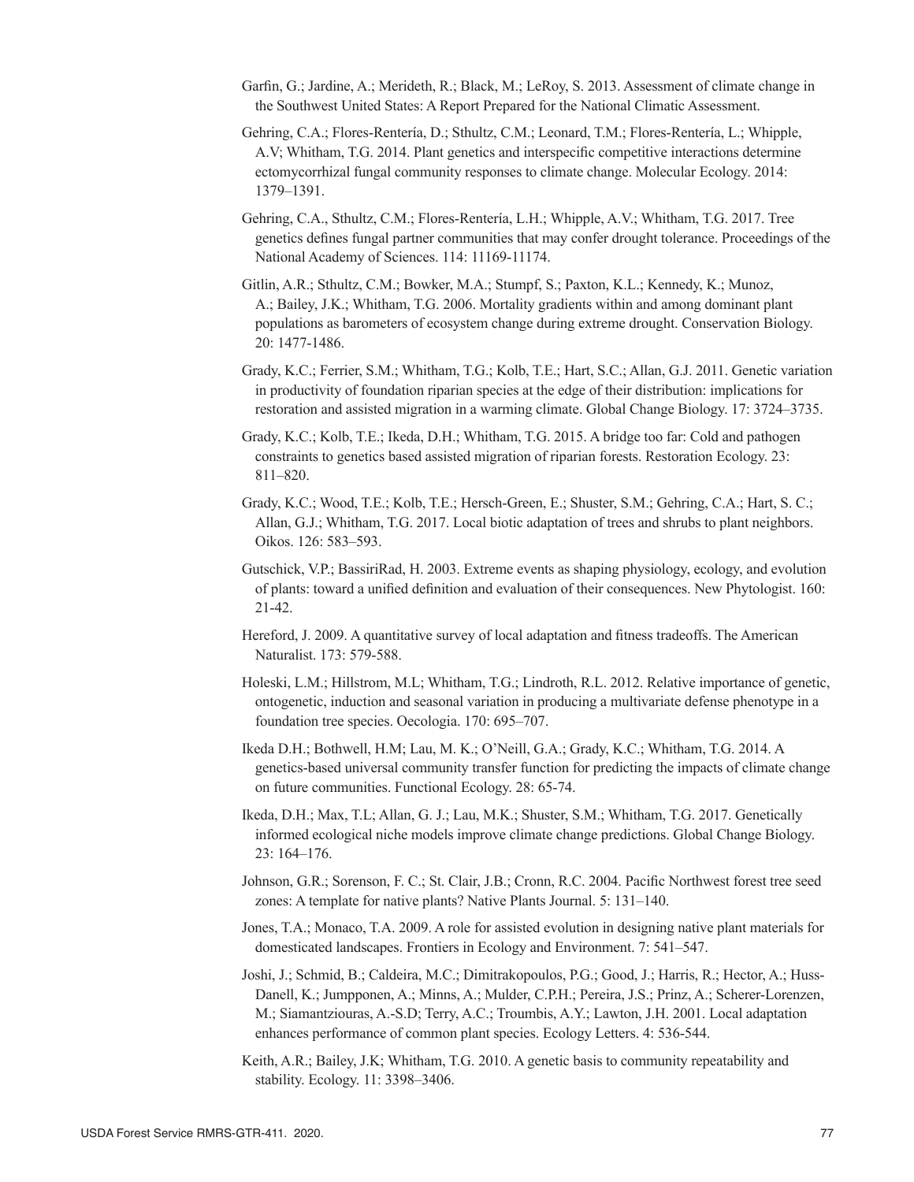Garfin, G.; Jardine, A.; Merideth, R.; Black, M.; LeRoy, S. 2013. Assessment of climate change in the Southwest United States: A Report Prepared for the National Climatic Assessment.

Gehring, C.A.; Flores-Rentería, D.; Sthultz, C.M.; Leonard, T.M.; Flores-Rentería, L.; Whipple, A.V; Whitham, T.G. 2014. Plant genetics and interspecific competitive interactions determine ectomycorrhizal fungal community responses to climate change. Molecular Ecology. 2014: 1379–1391.

Gehring, C.A., Sthultz, C.M.; Flores-Rentería, L.H.; Whipple, A.V.; Whitham, T.G. 2017. Tree genetics defines fungal partner communities that may confer drought tolerance. Proceedings of the National Academy of Sciences. 114: 11169-11174.

Gitlin, A.R.; Sthultz, C.M.; Bowker, M.A.; Stumpf, S.; Paxton, K.L.; Kennedy, K.; Munoz, A.; Bailey, J.K.; Whitham, T.G. 2006. Mortality gradients within and among dominant plant populations as barometers of ecosystem change during extreme drought. Conservation Biology. 20: 1477-1486.

Grady, K.C.; Ferrier, S.M.; Whitham, T.G.; Kolb, T.E.; Hart, S.C.; Allan, G.J. 2011. Genetic variation in productivity of foundation riparian species at the edge of their distribution: implications for restoration and assisted migration in a warming climate. Global Change Biology. 17: 3724–3735.

Grady, K.C.; Kolb, T.E.; Ikeda, D.H.; Whitham, T.G. 2015. A bridge too far: Cold and pathogen constraints to genetics based assisted migration of riparian forests. Restoration Ecology. 23: 811–820.

Grady, K.C.; Wood, T.E.; Kolb, T.E.; Hersch-Green, E.; Shuster, S.M.; Gehring, C.A.; Hart, S. C.; Allan, G.J.; Whitham, T.G. 2017. Local biotic adaptation of trees and shrubs to plant neighbors. Oikos. 126: 583–593.

Gutschick, V.P.; BassiriRad, H. 2003. Extreme events as shaping physiology, ecology, and evolution of plants: toward a unified definition and evaluation of their consequences. New Phytologist. 160: 21-42.

Hereford, J. 2009. A quantitative survey of local adaptation and fitness tradeoffs. The American Naturalist. 173: 579-588.

Holeski, L.M.; Hillstrom, M.L; Whitham, T.G.; Lindroth, R.L. 2012. Relative importance of genetic, ontogenetic, induction and seasonal variation in producing a multivariate defense phenotype in a foundation tree species. Oecologia. 170: 695–707.

Ikeda D.H.; Bothwell, H.M; Lau, M. K.; O'Neill, G.A.; Grady, K.C.; Whitham, T.G. 2014. A genetics-based universal community transfer function for predicting the impacts of climate change on future communities. Functional Ecology. 28: 65-74.

Ikeda, D.H.; Max, T.L; Allan, G. J.; Lau, M.K.; Shuster, S.M.; Whitham, T.G. 2017. Genetically informed ecological niche models improve climate change predictions. Global Change Biology. 23: 164–176.

Johnson, G.R.; Sorenson, F. C.; St. Clair, J.B.; Cronn, R.C. 2004. Pacific Northwest forest tree seed zones: A template for native plants? Native Plants Journal. 5: 131–140.

Jones, T.A.; Monaco, T.A. 2009. A role for assisted evolution in designing native plant materials for domesticated landscapes. Frontiers in Ecology and Environment. 7: 541–547.

Joshi, J.; Schmid, B.; Caldeira, M.C.; Dimitrakopoulos, P.G.; Good, J.; Harris, R.; Hector, A.; Huss-Danell, K.; Jumpponen, A.; Minns, A.; Mulder, C.P.H.; Pereira, J.S.; Prinz, A.; Scherer-Lorenzen, M.; Siamantziouras, A.-S.D; Terry, A.C.; Troumbis, A.Y.; Lawton, J.H. 2001. Local adaptation enhances performance of common plant species. Ecology Letters. 4: 536-544.

Keith, A.R.; Bailey, J.K; Whitham, T.G. 2010. A genetic basis to community repeatability and stability. Ecology. 11: 3398–3406.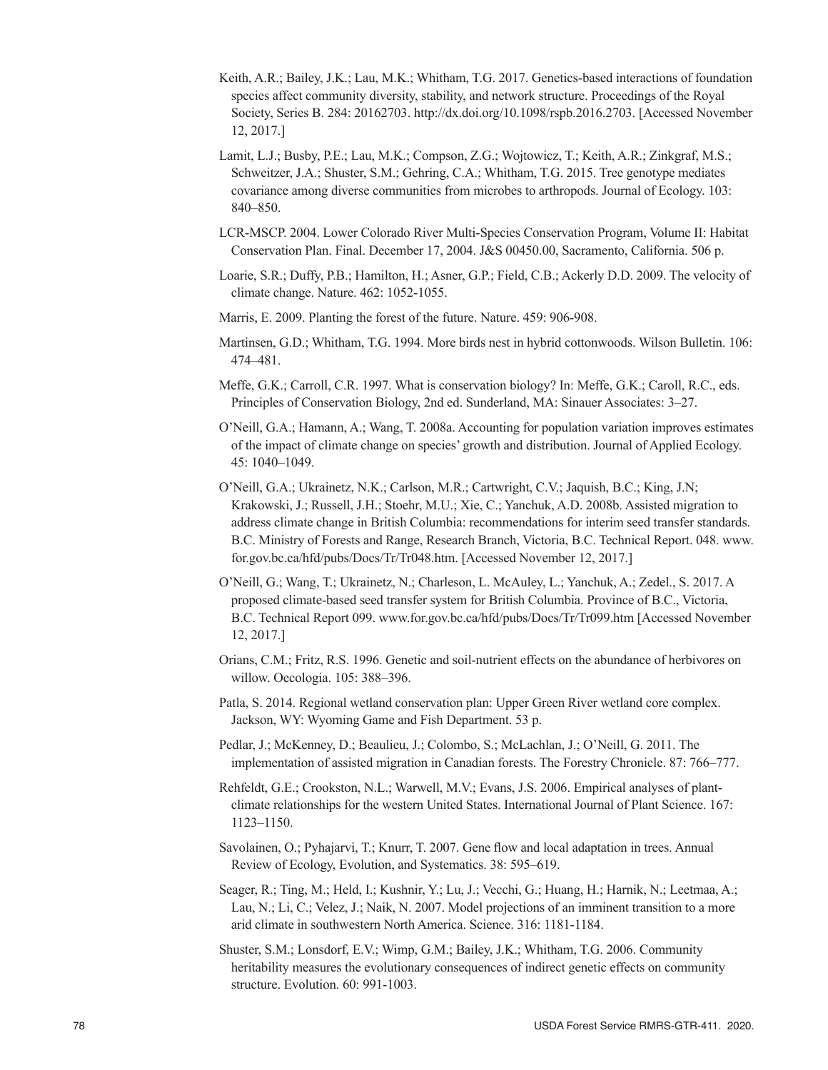Keith, A.R.; Bailey, J.K.; Lau, M.K.; Whitham, T.G. 2017. Genetics-based interactions of foundation species affect community diversity, stability, and network structure. Proceedings of the Royal Society, Series B. 284: 20162703. http://dx.doi.org/10.1098/rspb.2016.2703. [Accessed November 12, 2017.]

Lamit, L.J.; Busby, P.E.; Lau, M.K.; Compson, Z.G.; Wojtowicz, T.; Keith, A.R.; Zinkgraf, M.S.; Schweitzer, J.A.; Shuster, S.M.; Gehring, C.A.; Whitham, T.G. 2015. Tree genotype mediates covariance among diverse communities from microbes to arthropods. Journal of Ecology. 103: 840–850.

LCR-MSCP. 2004. Lower Colorado River Multi-Species Conservation Program, Volume II: Habitat Conservation Plan. Final. December 17, 2004. J&S 00450.00, Sacramento, California. 506 p.

Loarie, S.R.; Duffy, P.B.; Hamilton, H.; Asner, G.P.; Field, C.B.; Ackerly D.D. 2009. The velocity of climate change. Nature. 462: 1052-1055.

Marris, E. 2009. Planting the forest of the future. Nature. 459: 906-908.

Martinsen, G.D.; Whitham, T.G. 1994. More birds nest in hybrid cottonwoods. Wilson Bulletin. 106: 474–481.

Meffe, G.K.; Carroll, C.R. 1997. What is conservation biology? In: Meffe, G.K.; Caroll, R.C., eds. Principles of Conservation Biology, 2nd ed. Sunderland, MA: Sinauer Associates: 3–27.

O'Neill, G.A.; Hamann, A.; Wang, T. 2008a. Accounting for population variation improves estimates of the impact of climate change on species' growth and distribution. Journal of Applied Ecology. 45: 1040–1049.

O'Neill, G.A.; Ukrainetz, N.K.; Carlson, M.R.; Cartwright, C.V.; Jaquish, B.C.; King, J.N; Krakowski, J.; Russell, J.H.; Stoehr, M.U.; Xie, C.; Yanchuk, A.D. 2008b. Assisted migration to address climate change in British Columbia: recommendations for interim seed transfer standards. B.C. Ministry of Forests and Range, Research Branch, Victoria, B.C. Technical Report. 048. www.for.gov.bc.ca/hfd/pubs/Docs/Tr/Tr048.htm. [Accessed November 12, 2017.]

O'Neill, G.; Wang, T.; Ukrainetz, N.; Charleson, L. McAuley, L.; Yanchuk, A.; Zedel., S. 2017. A proposed climate-based seed transfer system for British Columbia. Province of B.C., Victoria, B.C. Technical Report 099. www.for.gov.bc.ca/hfd/pubs/Docs/Tr/Tr099.htm [Accessed November 12, 2017.]

Orians, C.M.; Fritz, R.S. 1996. Genetic and soil-nutrient effects on the abundance of herbivores on willow. Oecologia. 105: 388–396.

Patla, S. 2014. Regional wetland conservation plan: Upper Green River wetland core complex. Jackson, WY: Wyoming Game and Fish Department. 53 p.

Pedlar, J.; McKenney, D.; Beaulieu, J.; Colombo, S.; McLachlan, J.; O'Neill, G. 2011. The implementation of assisted migration in Canadian forests. The Forestry Chronicle. 87: 766–777.

Rehfeldt, G.E.; Crookston, N.L.; Warwell, M.V.; Evans, J.S. 2006. Empirical analyses of plant-climate relationships for the western United States. International Journal of Plant Science. 167: 1123–1150.

Savolainen, O.; Pyhajarvi, T.; Knurr, T. 2007. Gene flow and local adaptation in trees. Annual Review of Ecology, Evolution, and Systematics. 38: 595–619.

Seager, R.; Ting, M.; Held, I.; Kushnir, Y.; Lu, J.; Vecchi, G.; Huang, H.; Harnik, N.; Leetmaa, A.; Lau, N.; Li, C.; Velez, J.; Naik, N. 2007. Model projections of an imminent transition to a more arid climate in southwestern North America. Science. 316: 1181-1184.

Shuster, S.M.; Lonsdorf, E.V.; Wimp, G.M.; Bailey, J.K.; Whitham, T.G. 2006. Community heritability measures the evolutionary consequences of indirect genetic effects on community structure. Evolution. 60: 991-1003.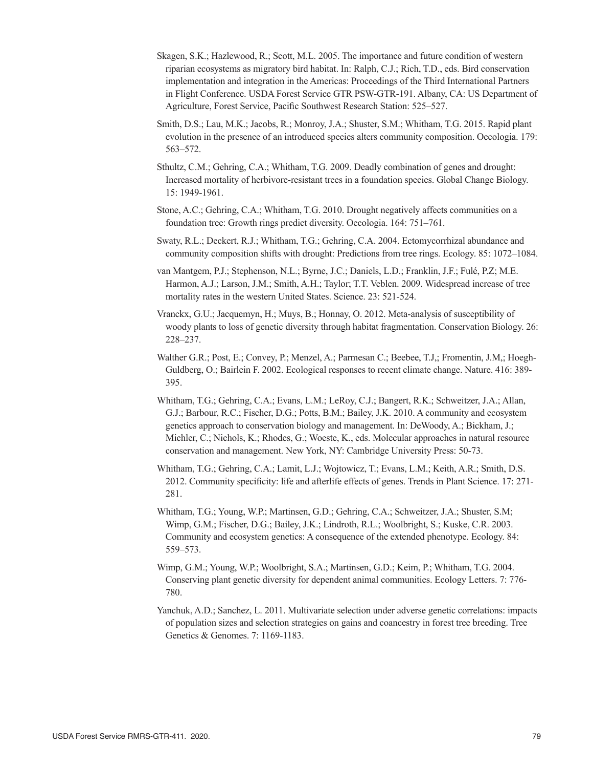Skagen, S.K.; Hazlewood, R.; Scott, M.L. 2005. The importance and future condition of western riparian ecosystems as migratory bird habitat. In: Ralph, C.J.; Rich, T.D., eds. Bird conservation implementation and integration in the Americas: Proceedings of the Third International Partners in Flight Conference. USDA Forest Service GTR PSW-GTR-191. Albany, CA: US Department of Agriculture, Forest Service, Pacific Southwest Research Station: 525–527.

Smith, D.S.; Lau, M.K.; Jacobs, R.; Monroy, J.A.; Shuster, S.M.; Whitham, T.G. 2015. Rapid plant evolution in the presence of an introduced species alters community composition. Oecologia. 179: 563–572.

Sthultz, C.M.; Gehring, C.A.; Whitham, T.G. 2009. Deadly combination of genes and drought: Increased mortality of herbivore-resistant trees in a foundation species. Global Change Biology. 15: 1949-1961.

Stone, A.C.; Gehring, C.A.; Whitham, T.G. 2010. Drought negatively affects communities on a foundation tree: Growth rings predict diversity. Oecologia. 164: 751–761.

Swaty, R.L.; Deckert, R.J.; Whitham, T.G.; Gehring, C.A. 2004. Ectomycorrhizal abundance and community composition shifts with drought: Predictions from tree rings. Ecology. 85: 1072–1084.

van Mantgem, P.J.; Stephenson, N.L.; Byrne, J.C.; Daniels, L.D.; Franklin, J.F.; Fulé, P.Z; M.E. Harmon, A.J.; Larson, J.M.; Smith, A.H.; Taylor; T.T. Veblen. 2009. Widespread increase of tree mortality rates in the western United States. Science. 23: 521-524.

Vranckx, G.U.; Jacquemyn, H.; Muys, B.; Honnay, O. 2012. Meta-analysis of susceptibility of woody plants to loss of genetic diversity through habitat fragmentation. Conservation Biology. 26: 228–237.

Walther G.R.; Post, E.; Convey, P.; Menzel, A.; Parmesan C.; Beebee, T.J,; Fromentin, J.M,; Hoegh-Guldberg, O.; Bairlein F. 2002. Ecological responses to recent climate change. Nature. 416: 389-395.

Whitham, T.G.; Gehring, C.A.; Evans, L.M.; LeRoy, C.J.; Bangert, R.K.; Schweitzer, J.A.; Allan, G.J.; Barbour, R.C.; Fischer, D.G.; Potts, B.M.; Bailey, J.K. 2010. A community and ecosystem genetics approach to conservation biology and management. In: DeWoody, A.; Bickham, J.; Michler, C.; Nichols, K.; Rhodes, G.; Woeste, K., eds. Molecular approaches in natural resource conservation and management. New York, NY: Cambridge University Press: 50-73.

Whitham, T.G.; Gehring, C.A.; Lamit, L.J.; Wojtowicz, T.; Evans, L.M.; Keith, A.R.; Smith, D.S. 2012. Community specificity: life and afterlife effects of genes. Trends in Plant Science. 17: 271-281.

Whitham, T.G.; Young, W.P.; Martinsen, G.D.; Gehring, C.A.; Schweitzer, J.A.; Shuster, S.M; Wimp, G.M.; Fischer, D.G.; Bailey, J.K.; Lindroth, R.L.; Woolbright, S.; Kuske, C.R. 2003. Community and ecosystem genetics: A consequence of the extended phenotype. Ecology. 84: 559–573.

Wimp, G.M.; Young, W.P.; Woolbright, S.A.; Martinsen, G.D.; Keim, P.; Whitham, T.G. 2004. Conserving plant genetic diversity for dependent animal communities. Ecology Letters. 7: 776-780.

Yanchuk, A.D.; Sanchez, L. 2011. Multivariate selection under adverse genetic correlations: impacts of population sizes and selection strategies on gains and coancestry in forest tree breeding. Tree Genetics & Genomes. 7: 1169-1183.